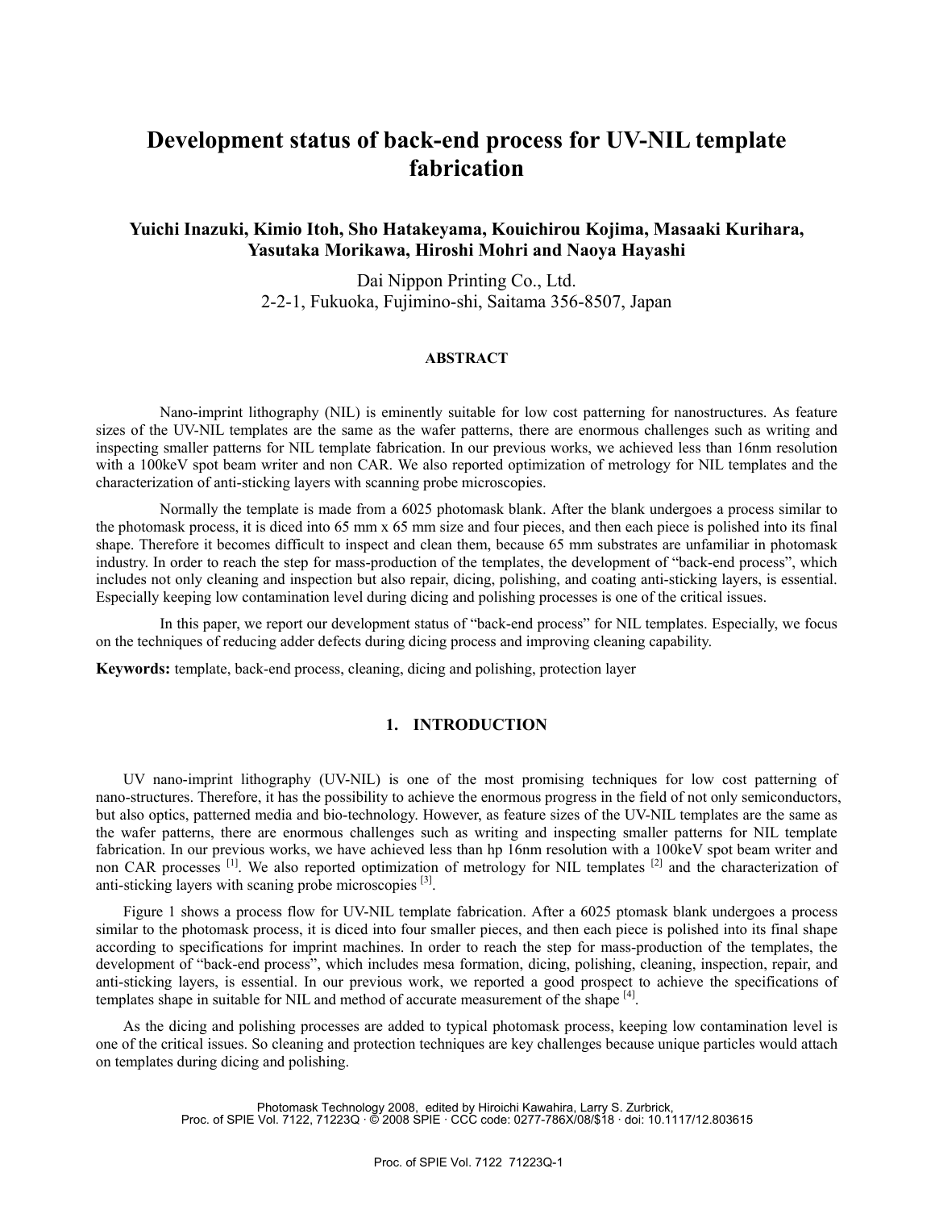# Development status of back-end process for UV-NIL template fabrication

**Yuichi Inazuki, Kimio Itoh, Sho Hatakeyama, Kouichirou Kojima, Masaaki Kurihara, Yasutaka Morikawa, Hiroshi Mohri and Naoya Hayashi**

Dai Nippon Printing Co., Ltd.
2-2-1, Fukuoka, Fujimino-shi, Saitama 356-8507, Japan

## ABSTRACT

Nano-imprint lithography (NIL) is eminently suitable for low cost patterning for nanostructures. As feature sizes of the UV-NIL templates are the same as the wafer patterns, there are enormous challenges such as writing and inspecting smaller patterns for NIL template fabrication. In our previous works, we achieved less than 16nm resolution with a 100keV spot beam writer and non CAR. We also reported optimization of metrology for NIL templates and the characterization of anti-sticking layers with scanning probe microscopies.

Normally the template is made from a 6025 photomask blank. After the blank undergoes a process similar to the photomask process, it is diced into 65 mm x 65 mm size and four pieces, and then each piece is polished into its final shape. Therefore it becomes difficult to inspect and clean them, because 65 mm substrates are unfamiliar in photomask industry. In order to reach the step for mass-production of the templates, the development of "back-end process", which includes not only cleaning and inspection but also repair, dicing, polishing, and coating anti-sticking layers, is essential. Especially keeping low contamination level during dicing and polishing processes is one of the critical issues.

In this paper, we report our development status of "back-end process" for NIL templates. Especially, we focus on the techniques of reducing adder defects during dicing process and improving cleaning capability.

**Keywords:** template, back-end process, cleaning, dicing and polishing, protection layer

## 1. INTRODUCTION

UV nano-imprint lithography (UV-NIL) is one of the most promising techniques for low cost patterning of nano-structures. Therefore, it has the possibility to achieve the enormous progress in the field of not only semiconductors, but also optics, patterned media and bio-technology. However, as feature sizes of the UV-NIL templates are the same as the wafer patterns, there are enormous challenges such as writing and inspecting smaller patterns for NIL template fabrication. In our previous works, we have achieved less than hp 16nm resolution with a 100keV spot beam writer and non CAR processes [1]. We also reported optimization of metrology for NIL templates [2] and the characterization of anti-sticking layers with scaning probe microscopies [3].

Figure 1 shows a process flow for UV-NIL template fabrication. After a 6025 ptomask blank undergoes a process similar to the photomask process, it is diced into four smaller pieces, and then each piece is polished into its final shape according to specifications for imprint machines. In order to reach the step for mass-production of the templates, the development of "back-end process", which includes mesa formation, dicing, polishing, cleaning, inspection, repair, and anti-sticking layers, is essential. In our previous work, we reported a good prospect to achieve the specifications of templates shape in suitable for NIL and method of accurate measurement of the shape [4].

As the dicing and polishing processes are added to typical photomask process, keeping low contamination level is one of the critical issues. So cleaning and protection techniques are key challenges because unique particles would attach on templates during dicing and polishing.

Photomask Technology 2008, edited by Hiroichi Kawahira, Larry S. Zurbrick,
Proc. of SPIE Vol. 7122, 71223Q · © 2008 SPIE · CCC code: 0277-786X/08/$18 · doi: 10.1117/12.803615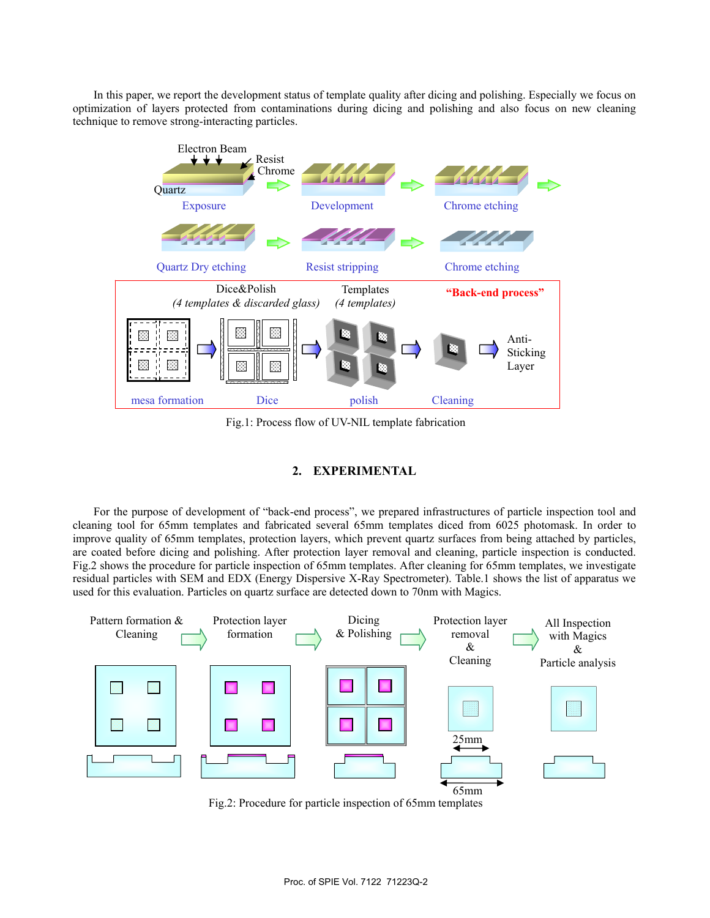In this paper, we report the development status of template quality after dicing and polishing. Especially we focus on optimization of layers protected from contaminations during dicing and polishing and also focus on new cleaning technique to remove strong-interacting particles.

Fig.1: Process flow of UV-NIL template fabrication

## 2. EXPERIMENTAL

For the purpose of development of "back-end process", we prepared infrastructures of particle inspection tool and cleaning tool for 65mm templates and fabricated several 65mm templates diced from 6025 photomask. In order to improve quality of 65mm templates, protection layers, which prevent quartz surfaces from being attached by particles, are coated before dicing and polishing. After protection layer removal and cleaning, particle inspection is conducted. Fig.2 shows the procedure for particle inspection of 65mm templates. After cleaning for 65mm templates, we investigate residual particles with SEM and EDX (Energy Dispersive X-Ray Spectrometer). Table.1 shows the list of apparatus we used for this evaluation. Particles on quartz surface are detected down to 70nm with Magics.

Fig.2: Procedure for particle inspection of 65mm templates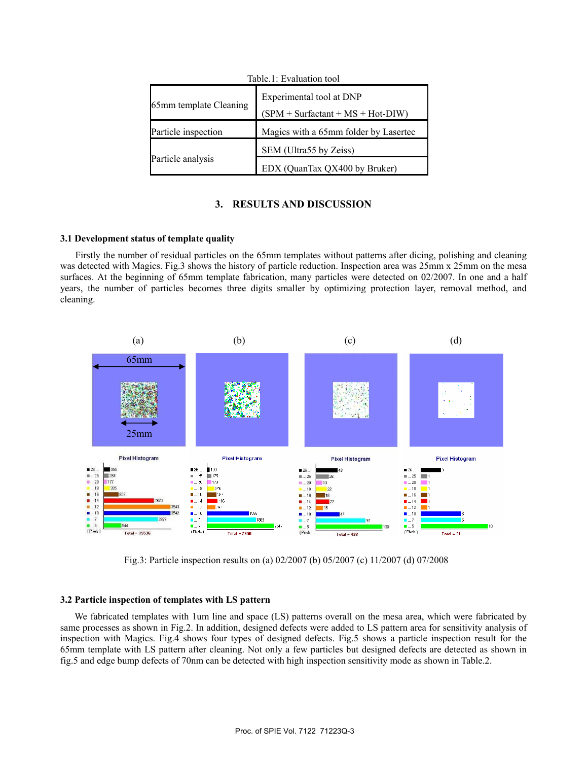Table.1: Evaluation tool

| | |
|---|---|
| 65mm template Cleaning | Experimental tool at DNP (SPM + Surfactant + MS + Hot-DIW) |
| Particle inspection | Magics with a 65mm folder by Lasertec |
| Particle analysis | SEM (Ultra55 by Zeiss) |
| | EDX (QuanTax QX400 by Bruker) |

## 3. RESULTS AND DISCUSSION

### 3.1 Development status of template quality

Firstly the number of residual particles on the 65mm templates without patterns after dicing, polishing and cleaning was detected with Magics. Fig.3 shows the history of particle reduction. Inspection area was 25mm x 25mm on the mesa surfaces. At the beginning of 65mm template fabrication, many particles were detected on 02/2007. In one and a half years, the number of particles becomes three digits smaller by optimizing protection layer, removal method, and cleaning.

Fig.3: Particle inspection results on (a) 02/2007 (b) 05/2007 (c) 11/2007 (d) 07/2008

### 3.2 Particle inspection of templates with LS pattern

We fabricated templates with 1um line and space (LS) patterns overall on the mesa area, which were fabricated by same processes as shown in Fig.2. In addition, designed defects were added to LS pattern area for sensitivity analysis of inspection with Magics. Fig.4 shows four types of designed defects. Fig.5 shows a particle inspection result for the 65mm template with LS pattern after cleaning. Not only a few particles but designed defects are detected as shown in fig.5 and edge bump defects of 70nm can be detected with high inspection sensitivity mode as shown in Table.2.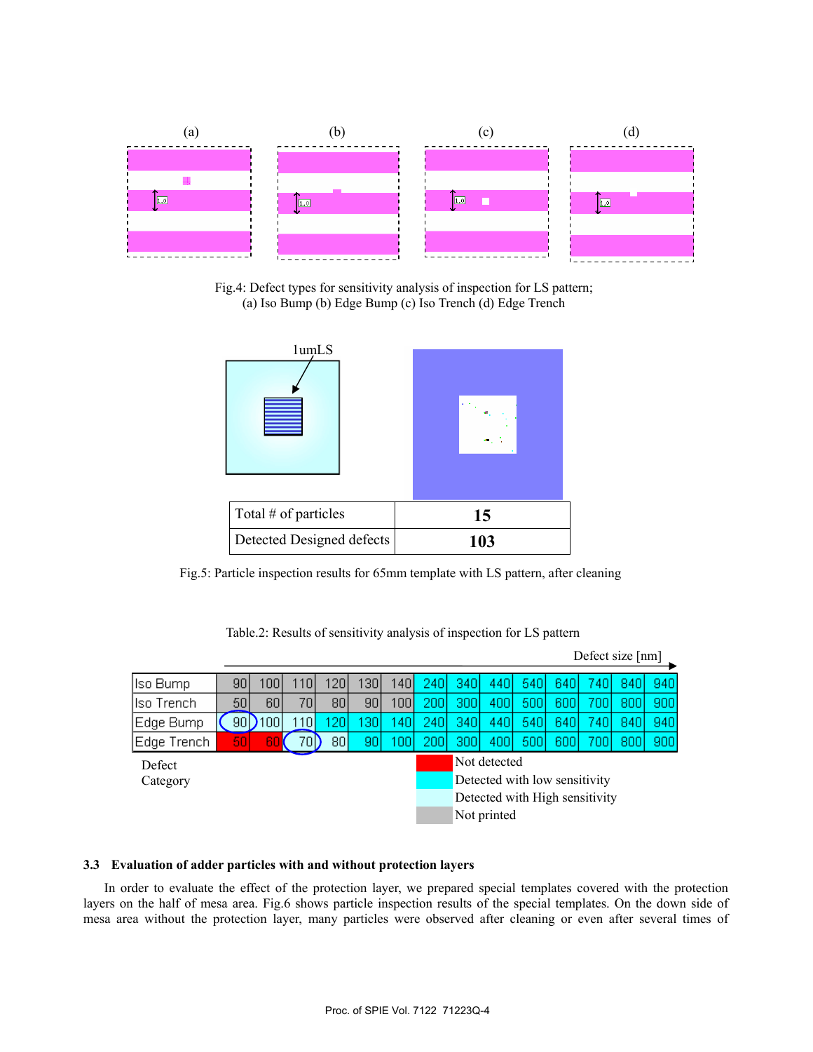(a) (b) (c) (d)

Fig.4: Defect types for sensitivity analysis of inspection for LS pattern;
(a) Iso Bump (b) Edge Bump (c) Iso Trench (d) Edge Trench

1umLS

| Total # of particles | 15 |
|---|---|
| Detected Designed defects | 103 |

Fig.5: Particle inspection results for 65mm template with LS pattern, after cleaning

Table.2: Results of sensitivity analysis of inspection for LS pattern

Defect size [nm] →

| Defect Category | | | | | | | | | | | | | | |
|---|---|---|---|---|---|---|---|---|---|---|---|---|---|---|
| Iso Bump | 90 | 100 | 110 | 120 | 130 | 140 | 240 | 340 | 440 | 540 | 640 | 740 | 840 | 940 |
| Iso Trench | 50 | 60 | 70 | 80 | 90 | 100 | 200 | 300 | 400 | 500 | 600 | 700 | 800 | 900 |
| Edge Bump | 90 | 100 | 110 | 120 | 130 | 140 | 240 | 340 | 440 | 540 | 640 | 740 | 840 | 940 |
| Edge Trench | 50 | 60 | 70 | 80 | 90 | 100 | 200 | 300 | 400 | 500 | 600 | 700 | 800 | 900 |

Legend: Not detected; Detected with low sensitivity; Detected with High sensitivity; Not printed

### 3.3 Evaluation of adder particles with and without protection layers

In order to evaluate the effect of the protection layer, we prepared special templates covered with the protection layers on the half of mesa area. Fig.6 shows particle inspection results of the special templates. On the down side of mesa area without the protection layer, many particles were observed after cleaning or even after several times of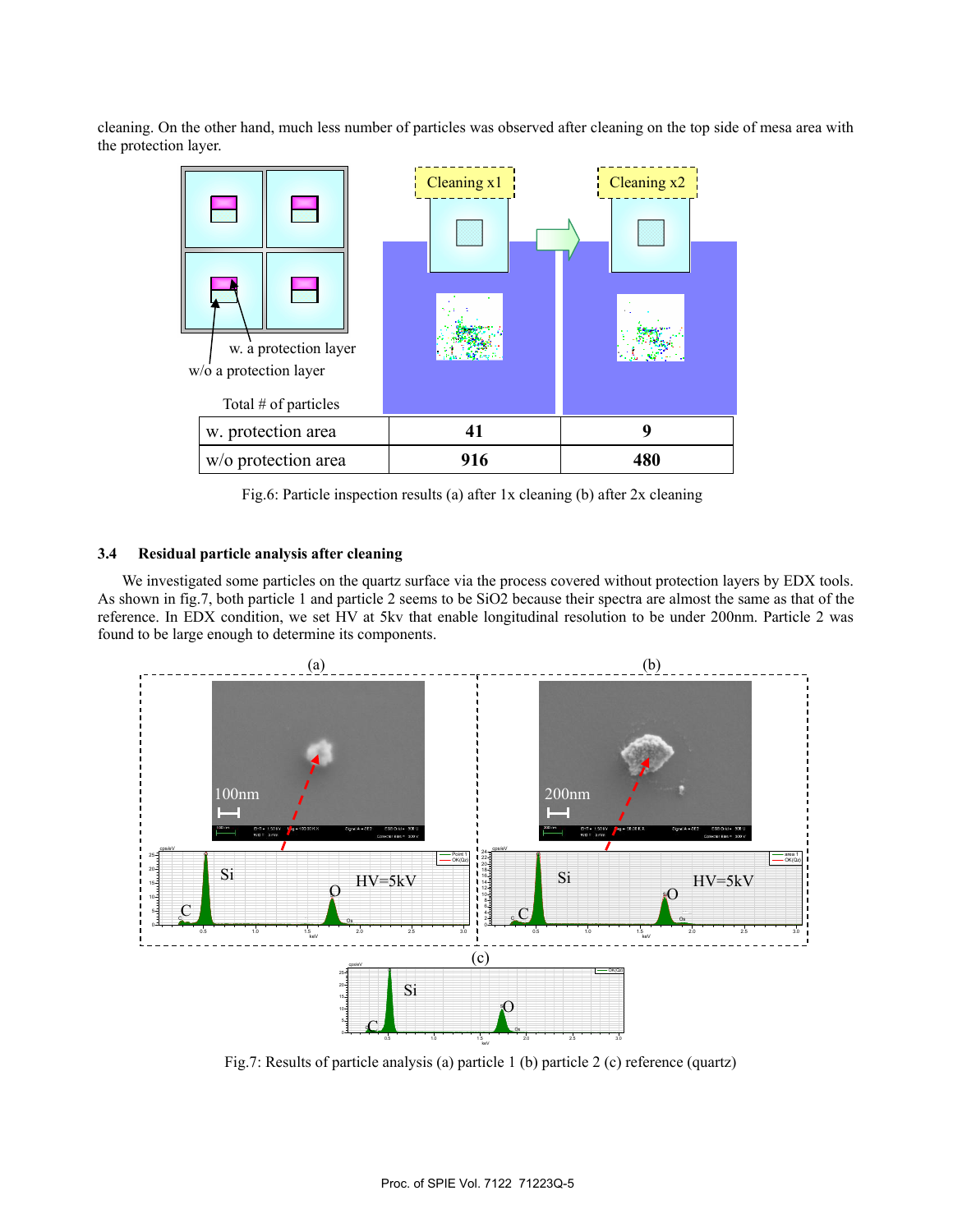cleaning. On the other hand, much less number of particles was observed after cleaning on the top side of mesa area with the protection layer.

| Total # of particles | Cleaning x1 | Cleaning x2 |
|---|---|---|
| w. protection area | **41** | **9** |
| w/o protection area | **916** | **480** |

Fig.6: Particle inspection results (a) after 1x cleaning (b) after 2x cleaning

### 3.4 Residual particle analysis after cleaning

We investigated some particles on the quartz surface via the process covered without protection layers by EDX tools. As shown in fig.7, both particle 1 and particle 2 seems to be $SiO_2$ because their spectra are almost the same as that of the reference. In EDX condition, we set HV at 5kv that enable longitudinal resolution to be under 200nm. Particle 2 was found to be large enough to determine its components.

Fig.7: Results of particle analysis (a) particle 1 (b) particle 2 (c) reference (quartz)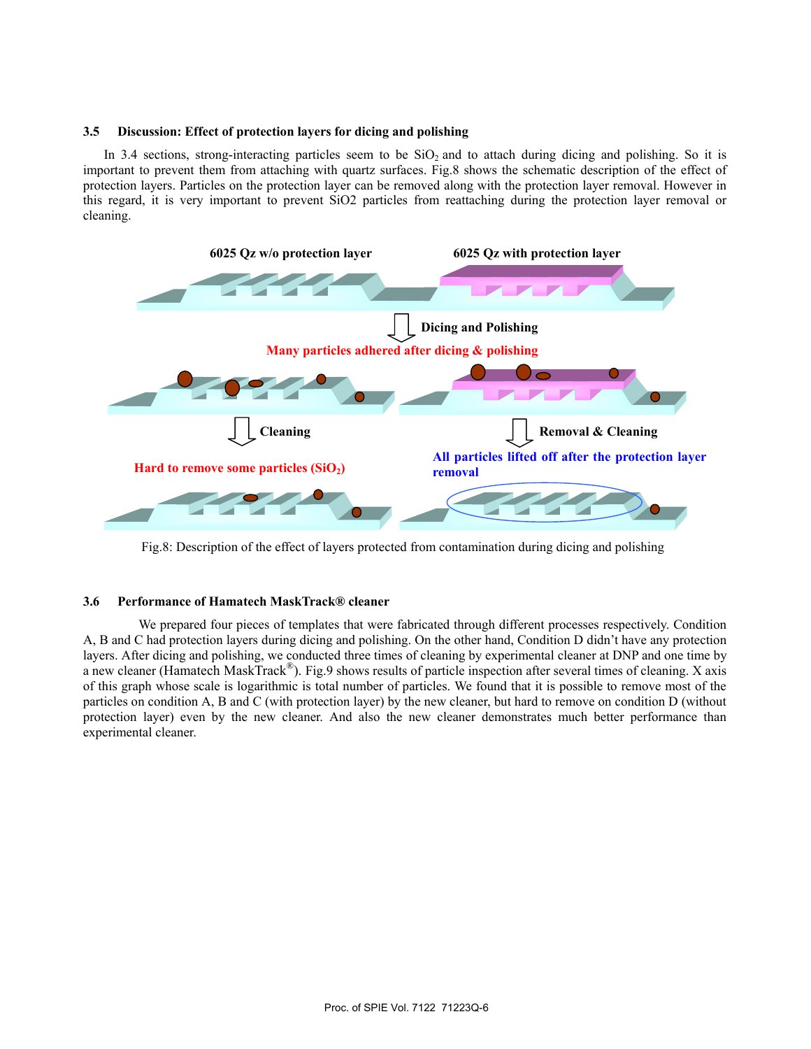### 3.5 Discussion: Effect of protection layers for dicing and polishing

In 3.4 sections, strong-interacting particles seem to be $SiO_2$ and to attach during dicing and polishing. So it is important to prevent them from attaching with quartz surfaces. Fig.8 shows the schematic description of the effect of protection layers. Particles on the protection layer can be removed along with the protection layer removal. However in this regard, it is very important to prevent SiO2 particles from reattaching during the protection layer removal or cleaning.

Fig.8: Description of the effect of layers protected from contamination during dicing and polishing

### 3.6 Performance of Hamatech MaskTrack® cleaner

We prepared four pieces of templates that were fabricated through different processes respectively. Condition A, B and C had protection layers during dicing and polishing. On the other hand, Condition D didn't have any protection layers. After dicing and polishing, we conducted three times of cleaning by experimental cleaner at DNP and one time by a new cleaner (Hamatech MaskTrack®). Fig.9 shows results of particle inspection after several times of cleaning. X axis of this graph whose scale is logarithmic is total number of particles. We found that it is possible to remove most of the particles on condition A, B and C (with protection layer) by the new cleaner, but hard to remove on condition D (without protection layer) even by the new cleaner. And also the new cleaner demonstrates much better performance than experimental cleaner.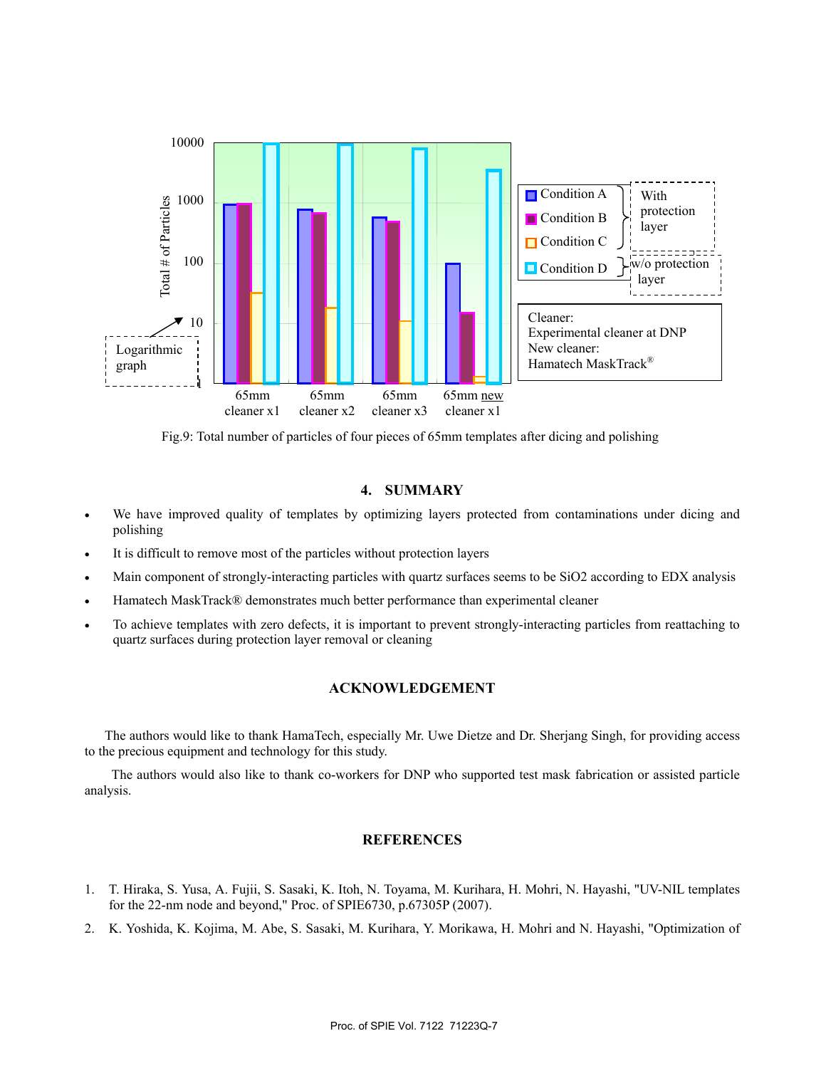Fig.9: Total number of particles of four pieces of 65mm templates after dicing and polishing

## 4. SUMMARY

- We have improved quality of templates by optimizing layers protected from contaminations under dicing and polishing
- It is difficult to remove most of the particles without protection layers
- Main component of strongly-interacting particles with quartz surfaces seems to be $SiO_2$ according to EDX analysis
- Hamatech MaskTrack® demonstrates much better performance than experimental cleaner
- To achieve templates with zero defects, it is important to prevent strongly-interacting particles from reattaching to quartz surfaces during protection layer removal or cleaning

## ACKNOWLEDGEMENT

The authors would like to thank HamaTech, especially Mr. Uwe Dietze and Dr. Sherjang Singh, for providing access to the precious equipment and technology for this study.

The authors would also like to thank co-workers for DNP who supported test mask fabrication or assisted particle analysis.

## REFERENCES

1. T. Hiraka, S. Yusa, A. Fujii, S. Sasaki, K. Itoh, N. Toyama, M. Kurihara, H. Mohri, N. Hayashi, "UV-NIL templates for the 22-nm node and beyond," Proc. of SPIE6730, p.67305P (2007).
2. K. Yoshida, K. Kojima, M. Abe, S. Sasaki, M. Kurihara, Y. Morikawa, H. Mohri and N. Hayashi, "Optimization of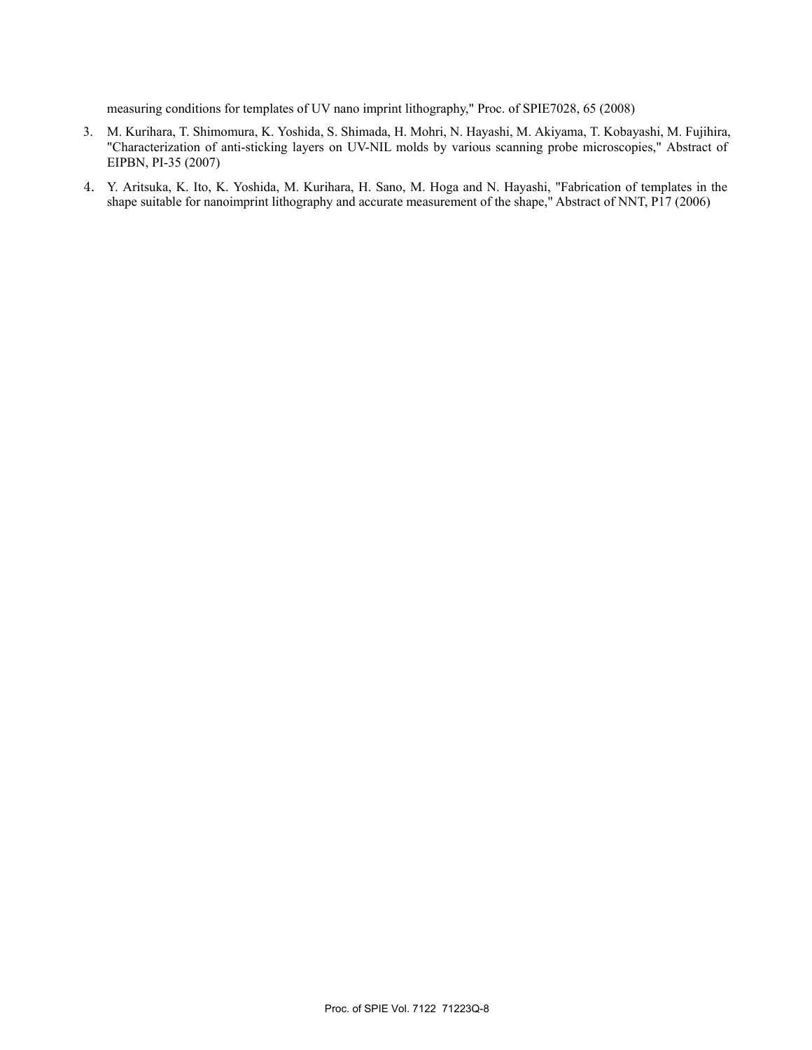measuring conditions for templates of UV nano imprint lithography," Proc. of SPIE7028, 65 (2008)

3. M. Kurihara, T. Shimomura, K. Yoshida, S. Shimada, H. Mohri, N. Hayashi, M. Akiyama, T. Kobayashi, M. Fujihira, "Characterization of anti-sticking layers on UV-NIL molds by various scanning probe microscopies," Abstract of EIPBN, PI-35 (2007)
4. Y. Aritsuka, K. Ito, K. Yoshida, M. Kurihara, H. Sano, M. Hoga and N. Hayashi, "Fabrication of templates in the shape suitable for nanoimprint lithography and accurate measurement of the shape," Abstract of NNT, P17 (2006)